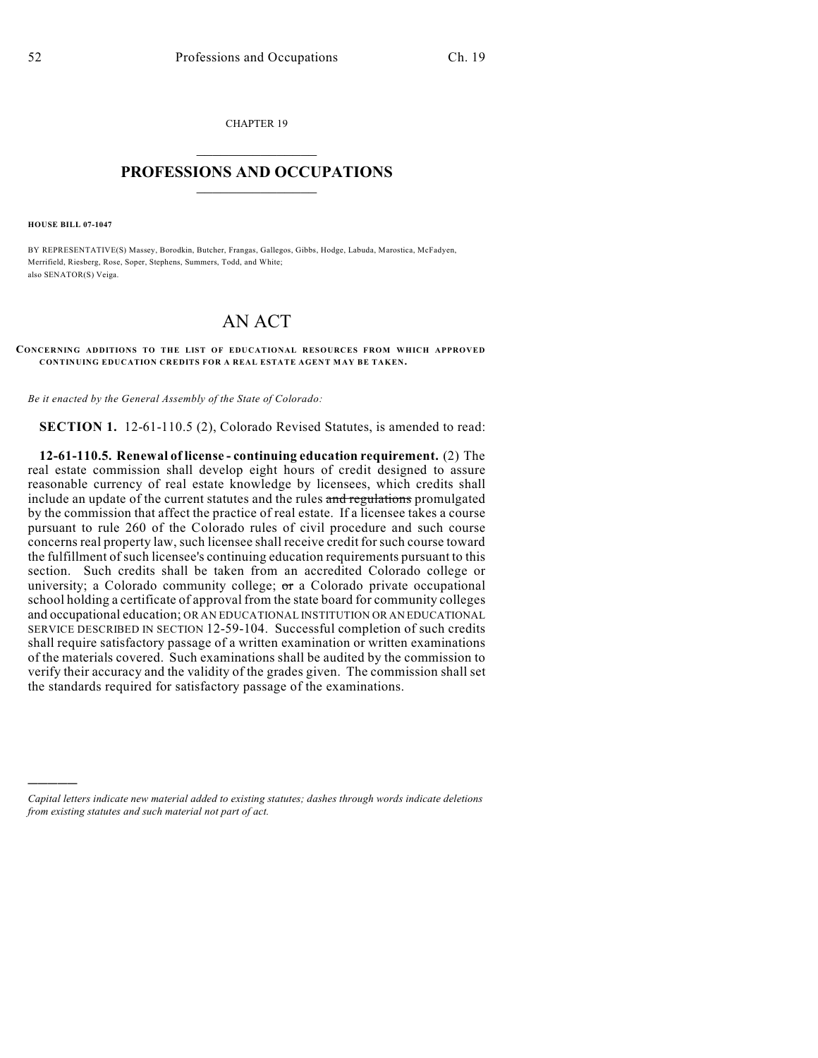CHAPTER 19

# PROFESSIONS AND OCCUPATIONS

**HOUSE BILL 07-1047**

BY REPRESENTATIVE(S) Massey, Borodkin, Butcher, Frangas, Gallegos, Gibbs, Hodge, Labuda, Marostica, McFadyen, Merrifield, Riesberg, Rose, Soper, Stephens, Summers, Todd, and White;
also SENATOR(S) Veiga.

# AN ACT

**CONCERNING ADDITIONS TO THE LIST OF EDUCATIONAL RESOURCES FROM WHICH APPROVED CONTINUING EDUCATION CREDITS FOR A REAL ESTATE AGENT MAY BE TAKEN.**

*Be it enacted by the General Assembly of the State of Colorado:*

**SECTION 1.** 12-61-110.5 (2), Colorado Revised Statutes, is amended to read:

**12-61-110.5. Renewal of license - continuing education requirement.** (2) The real estate commission shall develop eight hours of credit designed to assure reasonable currency of real estate knowledge by licensees, which credits shall include an update of the current statutes and the rules ~~and regulations~~ promulgated by the commission that affect the practice of real estate. If a licensee takes a course pursuant to rule 260 of the Colorado rules of civil procedure and such course concerns real property law, such licensee shall receive credit for such course toward the fulfillment of such licensee's continuing education requirements pursuant to this section. Such credits shall be taken from an accredited Colorado college or university; a Colorado community college; ~~or~~ a Colorado private occupational school holding a certificate of approval from the state board for community colleges and occupational education; OR AN EDUCATIONAL INSTITUTION OR AN EDUCATIONAL SERVICE DESCRIBED IN SECTION 12-59-104. Successful completion of such credits shall require satisfactory passage of a written examination or written examinations of the materials covered. Such examinations shall be audited by the commission to verify their accuracy and the validity of the grades given. The commission shall set the standards required for satisfactory passage of the examinations.

---

*Capital letters indicate new material added to existing statutes; dashes through words indicate deletions from existing statutes and such material not part of act.*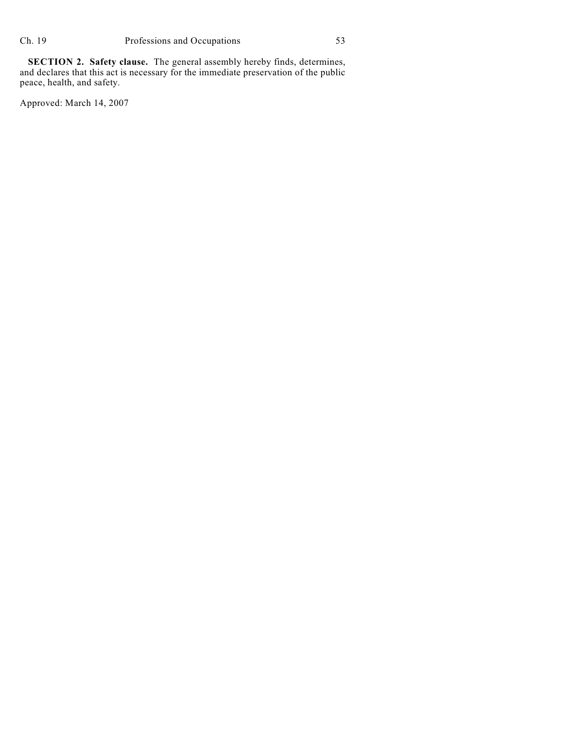**SECTION 2. Safety clause.** The general assembly hereby finds, determines, and declares that this act is necessary for the immediate preservation of the public peace, health, and safety.

Approved: March 14, 2007